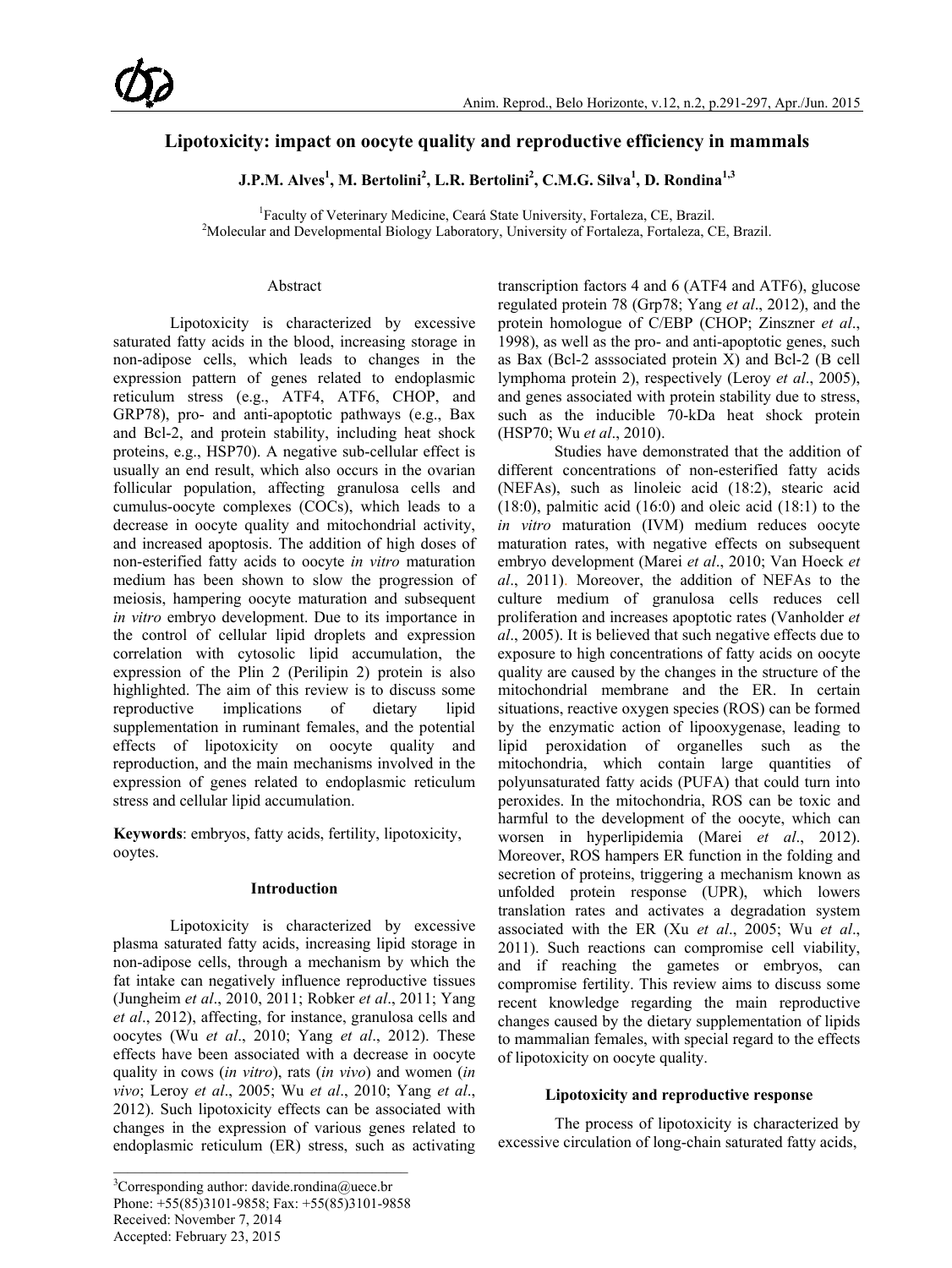# Lipotoxicity: impact on oocyte quality and reproductive efficiency in mammals

**J.P.M. Alves[1], M. Bertolini[2], L.R. Bertolini[2], C.M.G. Silva[1], D. Rondina[1,3]**

[1]Faculty of Veterinary Medicine, Ceará State University, Fortaleza, CE, Brazil.
[2]Molecular and Developmental Biology Laboratory, University of Fortaleza, Fortaleza, CE, Brazil.

## Abstract

Lipotoxicity is characterized by excessive saturated fatty acids in the blood, increasing storage in non-adipose cells, which leads to changes in the expression pattern of genes related to endoplasmic reticulum stress (e.g., ATF4, ATF6, CHOP, and GRP78), pro- and anti-apoptotic pathways (e.g., Bax and Bcl-2, and protein stability, including heat shock proteins, e.g., HSP70). A negative sub-cellular effect is usually an end result, which also occurs in the ovarian follicular population, affecting granulosa cells and cumulus-oocyte complexes (COCs), which leads to a decrease in oocyte quality and mitochondrial activity, and increased apoptosis. The addition of high doses of non-esterified fatty acids to oocyte *in vitro* maturation medium has been shown to slow the progression of meiosis, hampering oocyte maturation and subsequent *in vitro* embryo development. Due to its importance in the control of cellular lipid droplets and expression correlation with cytosolic lipid accumulation, the expression of the Plin 2 (Perilipin 2) protein is also highlighted. The aim of this review is to discuss some reproductive implications of dietary lipid supplementation in ruminant females, and the potential effects of lipotoxicity on oocyte quality and reproduction, and the main mechanisms involved in the expression of genes related to endoplasmic reticulum stress and cellular lipid accumulation.

**Keywords**: embryos, fatty acids, fertility, lipotoxicity, ooytes.

## Introduction

Lipotoxicity is characterized by excessive plasma saturated fatty acids, increasing lipid storage in non-adipose cells, through a mechanism by which the fat intake can negatively influence reproductive tissues (Jungheim *et al*., 2010, 2011; Robker *et al*., 2011; Yang *et al*., 2012), affecting, for instance, granulosa cells and oocytes (Wu *et al*., 2010; Yang *et al*., 2012). These effects have been associated with a decrease in oocyte quality in cows (*in vitro*), rats (*in vivo*) and women (*in vivo*; Leroy *et al*., 2005; Wu *et al*., 2010; Yang *et al*., 2012). Such lipotoxicity effects can be associated with changes in the expression of various genes related to endoplasmic reticulum (ER) stress, such as activating transcription factors 4 and 6 (ATF4 and ATF6), glucose regulated protein 78 (Grp78; Yang *et al*., 2012), and the protein homologue of C/EBP (CHOP; Zinszner *et al*., 1998), as well as the pro- and anti-apoptotic genes, such as Bax (Bcl-2 asssociated protein X) and Bcl-2 (B cell lymphoma protein 2), respectively (Leroy *et al*., 2005), and genes associated with protein stability due to stress, such as the inducible 70-kDa heat shock protein (HSP70; Wu *et al*., 2010).

Studies have demonstrated that the addition of different concentrations of non-esterified fatty acids (NEFAs), such as linoleic acid (18:2), stearic acid (18:0), palmitic acid (16:0) and oleic acid (18:1) to the *in vitro* maturation (IVM) medium reduces oocyte maturation rates, with negative effects on subsequent embryo development (Marei *et al*., 2010; Van Hoeck *et al*., 2011). Moreover, the addition of NEFAs to the culture medium of granulosa cells reduces cell proliferation and increases apoptotic rates (Vanholder *et al*., 2005). It is believed that such negative effects due to exposure to high concentrations of fatty acids on oocyte quality are caused by the changes in the structure of the mitochondrial membrane and the ER. In certain situations, reactive oxygen species (ROS) can be formed by the enzymatic action of lipooxygenase, leading to lipid peroxidation of organelles such as the mitochondria, which contain large quantities of polyunsaturated fatty acids (PUFA) that could turn into peroxides. In the mitochondria, ROS can be toxic and harmful to the development of the oocyte, which can worsen in hyperlipidemia (Marei *et al*., 2012). Moreover, ROS hampers ER function in the folding and secretion of proteins, triggering a mechanism known as unfolded protein response (UPR), which lowers translation rates and activates a degradation system associated with the ER (Xu *et al*., 2005; Wu *et al*., 2011). Such reactions can compromise cell viability, and if reaching the gametes or embryos, can compromise fertility. This review aims to discuss some recent knowledge regarding the main reproductive changes caused by the dietary supplementation of lipids to mammalian females, with special regard to the effects of lipotoxicity on oocyte quality.

## Lipotoxicity and reproductive response

The process of lipotoxicity is characterized by excessive circulation of long-chain saturated fatty acids,

---

[3]Corresponding author: davide.rondina@uece.br
Phone: +55(85)3101-9858; Fax: +55(85)3101-9858
Received: November 7, 2014
Accepted: February 23, 2015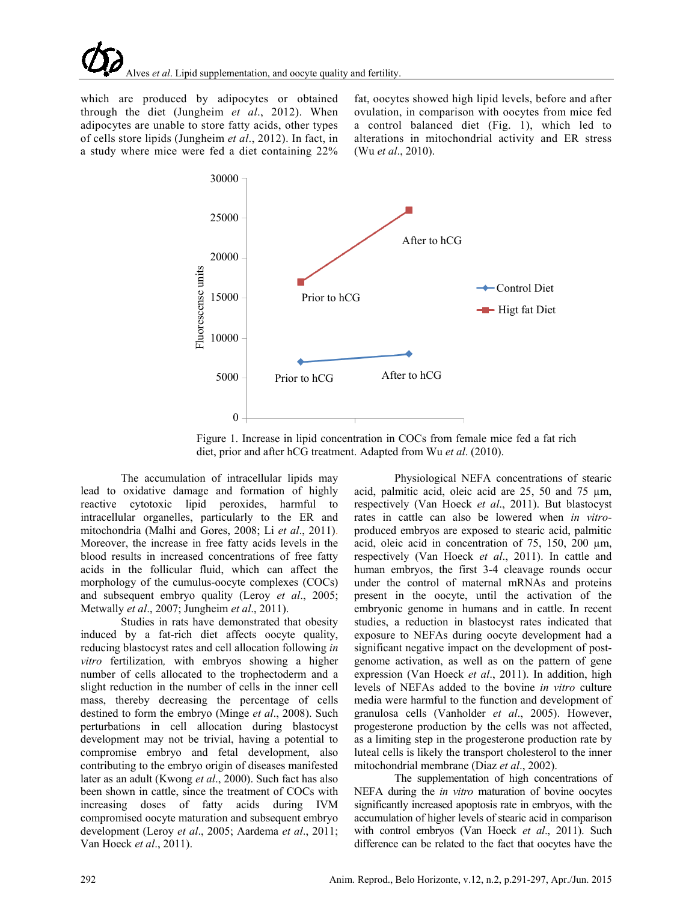which are produced by adipocytes or obtained through the diet (Jungheim *et al*., 2012). When adipocytes are unable to store fatty acids, other types of cells store lipids (Jungheim *et al*., 2012). In fact, in a study where mice were fed a diet containing 22% fat, oocytes showed high lipid levels, before and after ovulation, in comparison with oocytes from mice fed a control balanced diet (Fig. 1), which led to alterations in mitochondrial activity and ER stress (Wu *et al*., 2010).

Figure 1. Increase in lipid concentration in COCs from female mice fed a fat rich diet, prior and after hCG treatment. Adapted from Wu *et al*. (2010).

The accumulation of intracellular lipids may lead to oxidative damage and formation of highly reactive cytotoxic lipid peroxides, harmful to intracellular organelles, particularly to the ER and mitochondria (Malhi and Gores, 2008; Li *et al*., 2011). Moreover, the increase in free fatty acids levels in the blood results in increased concentrations of free fatty acids in the follicular fluid, which can affect the morphology of the cumulus-oocyte complexes (COCs) and subsequent embryo quality (Leroy *et al*., 2005; Metwally *et al*., 2007; Jungheim *et al*., 2011).

Studies in rats have demonstrated that obesity induced by a fat-rich diet affects oocyte quality, reducing blastocyst rates and cell allocation following *in vitro* fertilization*,* with embryos showing a higher number of cells allocated to the trophectoderm and a slight reduction in the number of cells in the inner cell mass, thereby decreasing the percentage of cells destined to form the embryo (Minge *et al*., 2008). Such perturbations in cell allocation during blastocyst development may not be trivial, having a potential to compromise embryo and fetal development, also contributing to the embryo origin of diseases manifested later as an adult (Kwong *et al*., 2000). Such fact has also been shown in cattle, since the treatment of COCs with increasing doses of fatty acids during IVM compromised oocyte maturation and subsequent embryo development (Leroy *et al*., 2005; Aardema *et al*., 2011; Van Hoeck *et al*., 2011).

Physiological NEFA concentrations of stearic acid, palmitic acid, oleic acid are 25, 50 and 75 µm, respectively (Van Hoeck *et al*., 2011). But blastocyst rates in cattle can also be lowered when *in vitro*-produced embryos are exposed to stearic acid, palmitic acid, oleic acid in concentration of 75, 150, 200 µm, respectively (Van Hoeck *et al*., 2011). In cattle and human embryos, the first 3-4 cleavage rounds occur under the control of maternal mRNAs and proteins present in the oocyte, until the activation of the embryonic genome in humans and in cattle. In recent studies, a reduction in blastocyst rates indicated that exposure to NEFAs during oocyte development had a significant negative impact on the development of post-genome activation, as well as on the pattern of gene expression (Van Hoeck *et al*., 2011). In addition, high levels of NEFAs added to the bovine *in vitro* culture media were harmful to the function and development of granulosa cells (Vanholder *et al*., 2005). However, progesterone production by the cells was not affected, as a limiting step in the progesterone production rate by luteal cells is likely the transport cholesterol to the inner mitochondrial membrane (Diaz *et al*., 2002).

The supplementation of high concentrations of NEFA during the *in vitro* maturation of bovine oocytes significantly increased apoptosis rate in embryos, with the accumulation of higher levels of stearic acid in comparison with control embryos (Van Hoeck *et al*., 2011). Such difference can be related to the fact that oocytes have the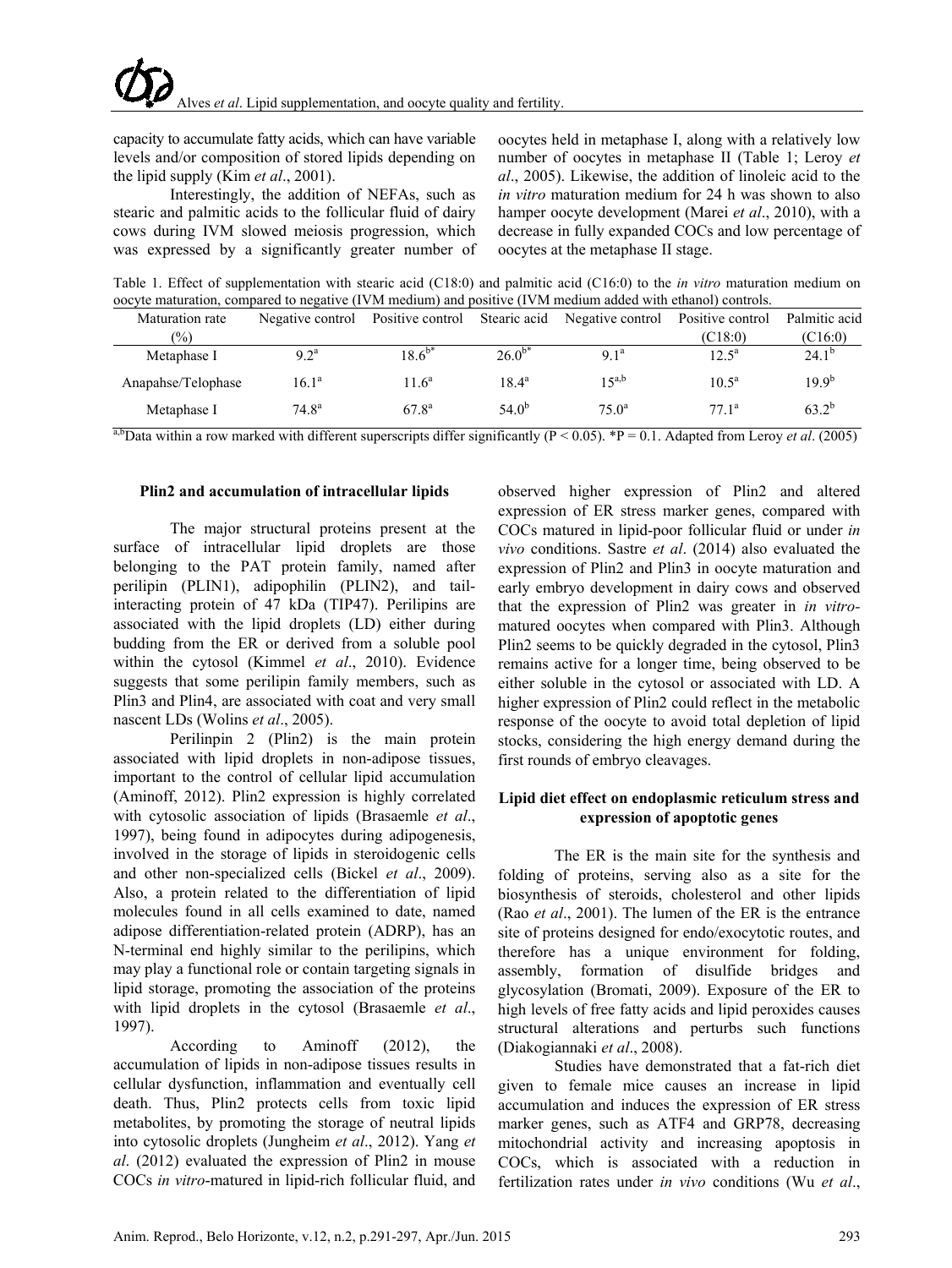capacity to accumulate fatty acids, which can have variable levels and/or composition of stored lipids depending on the lipid supply (Kim *et al*., 2001).

Interestingly, the addition of NEFAs, such as stearic and palmitic acids to the follicular fluid of dairy cows during IVM slowed meiosis progression, which was expressed by a significantly greater number of oocytes held in metaphase I, along with a relatively low number of oocytes in metaphase II (Table 1; Leroy *et al*., 2005). Likewise, the addition of linoleic acid to the *in vitro* maturation medium for 24 h was shown to also hamper oocyte development (Marei *et al*., 2010), with a decrease in fully expanded COCs and low percentage of oocytes at the metaphase II stage.

Table 1. Effect of supplementation with stearic acid (C18:0) and palmitic acid (C16:0) to the *in vitro* maturation medium on oocyte maturation, compared to negative (IVM medium) and positive (IVM medium added with ethanol) controls.

| Maturation rate (%) | Negative control | Positive control | Stearic acid | Negative control | Positive control (C18:0) | Palmitic acid (C16:0) |
|---|---|---|---|---|---|---|
| Metaphase I | 9.2[a] | 18.6[b*] | 26.0[b*] | 9.1[a] | 12.5[a] | 24.1[b] |
| Anapahse/Telophase | 16.1[a] | 11.6[a] | 18.4[a] | 15[a,b] | 10.5[a] | 19.9[b] |
| Metaphase I | 74.8[a] | 67.8[a] | 54.0[b] | 75.0[a] | 77.1[a] | 63.2[b] |

[a,b]Data within a row marked with different superscripts differ significantly ($P < 0.05$). *P = 0.1. Adapted from Leroy *et al*. (2005)

### Plin2 and accumulation of intracellular lipids

The major structural proteins present at the surface of intracellular lipid droplets are those belonging to the PAT protein family, named after perilipin (PLIN1), adipophilin (PLIN2), and tail-interacting protein of 47 kDa (TIP47). Perilipins are associated with the lipid droplets (LD) either during budding from the ER or derived from a soluble pool within the cytosol (Kimmel *et al*., 2010). Evidence suggests that some perilipin family members, such as Plin3 and Plin4, are associated with coat and very small nascent LDs (Wolins *et al*., 2005).

Perilinpin 2 (Plin2) is the main protein associated with lipid droplets in non-adipose tissues, important to the control of cellular lipid accumulation (Aminoff, 2012). Plin2 expression is highly correlated with cytosolic association of lipids (Brasaemle *et al*., 1997), being found in adipocytes during adipogenesis, involved in the storage of lipids in steroidogenic cells and other non-specialized cells (Bickel *et al*., 2009). Also, a protein related to the differentiation of lipid molecules found in all cells examined to date, named adipose differentiation-related protein (ADRP), has an N-terminal end highly similar to the perilipins, which may play a functional role or contain targeting signals in lipid storage, promoting the association of the proteins with lipid droplets in the cytosol (Brasaemle *et al*., 1997).

According to Aminoff (2012), the accumulation of lipids in non-adipose tissues results in cellular dysfunction, inflammation and eventually cell death. Thus, Plin2 protects cells from toxic lipid metabolites, by promoting the storage of neutral lipids into cytosolic droplets (Jungheim *et al*., 2012). Yang *et al*. (2012) evaluated the expression of Plin2 in mouse COCs *in vitro*-matured in lipid-rich follicular fluid, and observed higher expression of Plin2 and altered expression of ER stress marker genes, compared with COCs matured in lipid-poor follicular fluid or under *in vivo* conditions. Sastre *et al*. (2014) also evaluated the expression of Plin2 and Plin3 in oocyte maturation and early embryo development in dairy cows and observed that the expression of Plin2 was greater in *in vitro*-matured oocytes when compared with Plin3. Although Plin2 seems to be quickly degraded in the cytosol, Plin3 remains active for a longer time, being observed to be either soluble in the cytosol or associated with LD. A higher expression of Plin2 could reflect in the metabolic response of the oocyte to avoid total depletion of lipid stocks, considering the high energy demand during the first rounds of embryo cleavages.

### Lipid diet effect on endoplasmic reticulum stress and expression of apoptotic genes

The ER is the main site for the synthesis and folding of proteins, serving also as a site for the biosynthesis of steroids, cholesterol and other lipids (Rao *et al*., 2001). The lumen of the ER is the entrance site of proteins designed for endo/exocytotic routes, and therefore has a unique environment for folding, assembly, formation of disulfide bridges and glycosylation (Bromati, 2009). Exposure of the ER to high levels of free fatty acids and lipid peroxides causes structural alterations and perturbs such functions (Diakogiannaki *et al*., 2008).

Studies have demonstrated that a fat-rich diet given to female mice causes an increase in lipid accumulation and induces the expression of ER stress marker genes, such as ATF4 and GRP78, decreasing mitochondrial activity and increasing apoptosis in COCs, which is associated with a reduction in fertilization rates under *in vivo* conditions (Wu *et al*.,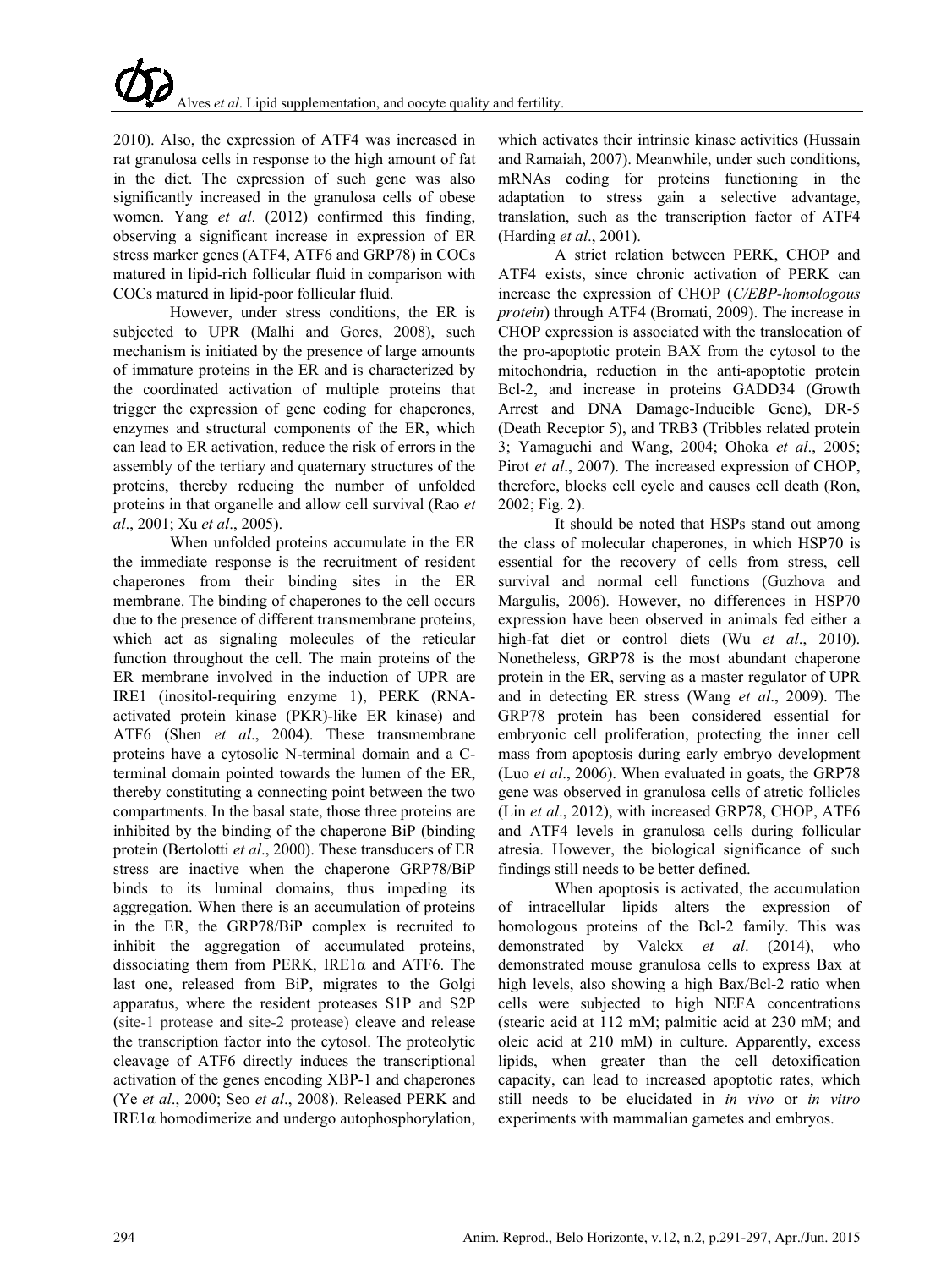2010). Also, the expression of ATF4 was increased in rat granulosa cells in response to the high amount of fat in the diet. The expression of such gene was also significantly increased in the granulosa cells of obese women. Yang *et al*. (2012) confirmed this finding, observing a significant increase in expression of ER stress marker genes (ATF4, ATF6 and GRP78) in COCs matured in lipid-rich follicular fluid in comparison with COCs matured in lipid-poor follicular fluid.

However, under stress conditions, the ER is subjected to UPR (Malhi and Gores, 2008), such mechanism is initiated by the presence of large amounts of immature proteins in the ER and is characterized by the coordinated activation of multiple proteins that trigger the expression of gene coding for chaperones, enzymes and structural components of the ER, which can lead to ER activation, reduce the risk of errors in the assembly of the tertiary and quaternary structures of the proteins, thereby reducing the number of unfolded proteins in that organelle and allow cell survival (Rao *et al*., 2001; Xu *et al*., 2005).

When unfolded proteins accumulate in the ER the immediate response is the recruitment of resident chaperones from their binding sites in the ER membrane. The binding of chaperones to the cell occurs due to the presence of different transmembrane proteins, which act as signaling molecules of the reticular function throughout the cell. The main proteins of the ER membrane involved in the induction of UPR are IRE1 (inositol-requiring enzyme 1), PERK (RNA-activated protein kinase (PKR)-like ER kinase) and ATF6 (Shen *et al*., 2004). These transmembrane proteins have a cytosolic N-terminal domain and a C-terminal domain pointed towards the lumen of the ER, thereby constituting a connecting point between the two compartments. In the basal state, those three proteins are inhibited by the binding of the chaperone BiP (binding protein (Bertolotti *et al*., 2000). These transducers of ER stress are inactive when the chaperone GRP78/BiP binds to its luminal domains, thus impeding its aggregation. When there is an accumulation of proteins in the ER, the GRP78/BiP complex is recruited to inhibit the aggregation of accumulated proteins, dissociating them from PERK, IRE1α and ATF6. The last one, released from BiP, migrates to the Golgi apparatus, where the resident proteases S1P and S2P (site-1 protease and site-2 protease) cleave and release the transcription factor into the cytosol. The proteolytic cleavage of ATF6 directly induces the transcriptional activation of the genes encoding XBP-1 and chaperones (Ye *et al*., 2000; Seo *et al*., 2008). Released PERK and IRE1α homodimerize and undergo autophosphorylation, which activates their intrinsic kinase activities (Hussain and Ramaiah, 2007). Meanwhile, under such conditions, mRNAs coding for proteins functioning in the adaptation to stress gain a selective advantage, translation, such as the transcription factor of ATF4 (Harding *et al*., 2001).

A strict relation between PERK, CHOP and ATF4 exists, since chronic activation of PERK can increase the expression of CHOP (*C/EBP-homologous protein*) through ATF4 (Bromati, 2009). The increase in CHOP expression is associated with the translocation of the pro-apoptotic protein BAX from the cytosol to the mitochondria, reduction in the anti-apoptotic protein Bcl-2, and increase in proteins GADD34 (Growth Arrest and DNA Damage-Inducible Gene), DR-5 (Death Receptor 5), and TRB3 (Tribbles related protein 3; Yamaguchi and Wang, 2004; Ohoka *et al*., 2005; Pirot *et al*., 2007). The increased expression of CHOP, therefore, blocks cell cycle and causes cell death (Ron, 2002; Fig. 2).

It should be noted that HSPs stand out among the class of molecular chaperones, in which HSP70 is essential for the recovery of cells from stress, cell survival and normal cell functions (Guzhova and Margulis, 2006). However, no differences in HSP70 expression have been observed in animals fed either a high-fat diet or control diets (Wu *et al*., 2010). Nonetheless, GRP78 is the most abundant chaperone protein in the ER, serving as a master regulator of UPR and in detecting ER stress (Wang *et al*., 2009). The GRP78 protein has been considered essential for embryonic cell proliferation, protecting the inner cell mass from apoptosis during early embryo development (Luo *et al*., 2006). When evaluated in goats, the GRP78 gene was observed in granulosa cells of atretic follicles (Lin *et al*., 2012), with increased GRP78, CHOP, ATF6 and ATF4 levels in granulosa cells during follicular atresia. However, the biological significance of such findings still needs to be better defined.

When apoptosis is activated, the accumulation of intracellular lipids alters the expression of homologous proteins of the Bcl-2 family. This was demonstrated by Valckx *et al*. (2014), who demonstrated mouse granulosa cells to express Bax at high levels, also showing a high Bax/Bcl-2 ratio when cells were subjected to high NEFA concentrations (stearic acid at 112 mM; palmitic acid at 230 mM; and oleic acid at 210 mM) in culture. Apparently, excess lipids, when greater than the cell detoxification capacity, can lead to increased apoptotic rates, which still needs to be elucidated in *in vivo* or *in vitro* experiments with mammalian gametes and embryos.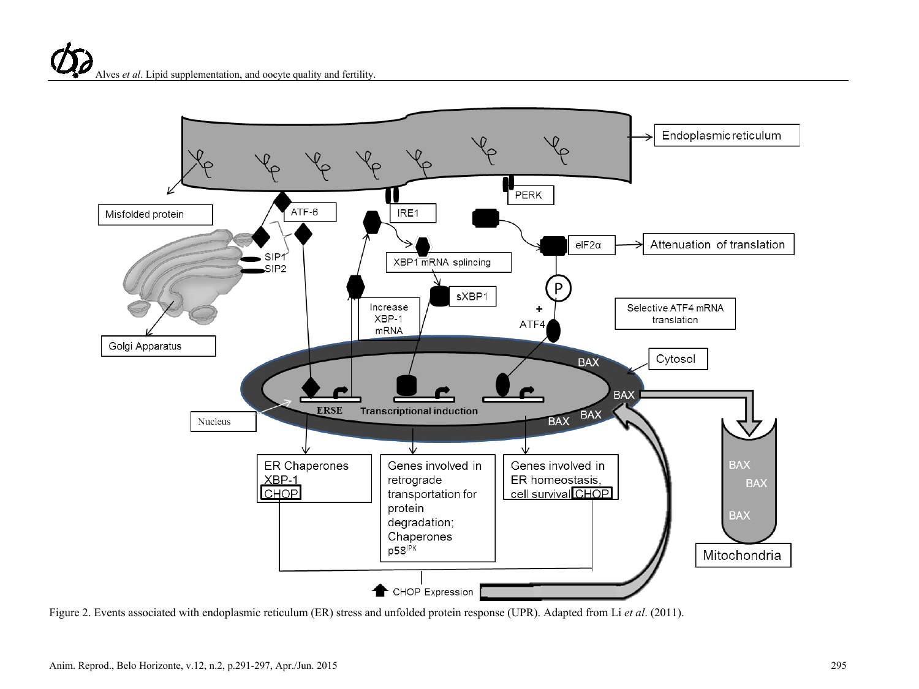Figure 2. Events associated with endoplasmic reticulum (ER) stress and unfolded protein response (UPR). Adapted from Li *et al*. (2011).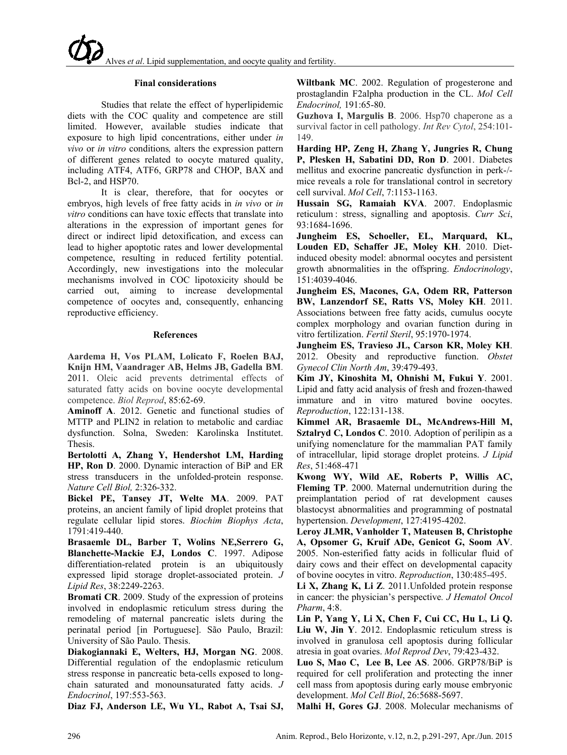## Final considerations

Studies that relate the effect of hyperlipidemic diets with the COC quality and competence are still limited. However, available studies indicate that exposure to high lipid concentrations, either under *in vivo* or *in vitro* conditions*,* alters the expression pattern of different genes related to oocyte matured quality, including ATF4, ATF6, GRP78 and CHOP, BAX and Bcl-2, and HSP70.

It is clear, therefore, that for oocytes or embryos, high levels of free fatty acids in *in vivo* or *in vitro* conditions can have toxic effects that translate into alterations in the expression of important genes for direct or indirect lipid detoxification, and excess can lead to higher apoptotic rates and lower developmental competence, resulting in reduced fertility potential. Accordingly, new investigations into the molecular mechanisms involved in COC lipotoxicity should be carried out, aiming to increase developmental competence of oocytes and, consequently, enhancing reproductive efficiency.

## References

**Aardema H, Vos PLAM, Lolicato F, Roelen BAJ, Knijn HM, Vaandrager AB, Helms JB, Gadella BM**. 2011. Oleic acid prevents detrimental effects of saturated fatty acids on bovine oocyte developmental competence. *Biol Reprod*, 85:62-69.

**Aminoff A**. 2012. Genetic and functional studies of MTTP and PLIN2 in relation to metabolic and cardiac dysfunction. Solna, Sweden: Karolinska Institutet. Thesis.

**Bertolotti A, Zhang Y, Hendershot LM, Harding HP, Ron D**. 2000. Dynamic interaction of BiP and ER stress transducers in the unfolded-protein response. *Nature Cell Biol,* 2:326-332.

**Bickel PE, Tansey JT, Welte MA**. 2009. PAT proteins, an ancient family of lipid droplet proteins that regulate cellular lipid stores. *Biochim Biophys Acta*, 1791:419-440.

**Brasaemle DL, Barber T, Wolins NE,Serrero G, Blanchette-Mackie EJ, Londos C**. 1997. Adipose differentiation-related protein is an ubiquitously expressed lipid storage droplet-associated protein. *J Lipid Res*, 38:2249-2263.

**Bromati CR**. 2009. Study of the expression of proteins involved in endoplasmic reticulum stress during the remodeling of maternal pancreatic islets during the perinatal period [in Portuguese]. São Paulo, Brazil: University of São Paulo. Thesis.

**Diakogiannaki E, Welters, HJ, Morgan NG**. 2008. Differential regulation of the endoplasmic reticulum stress response in pancreatic beta-cells exposed to long-chain saturated and monounsaturated fatty acids. *J Endocrinol*, 197:553-563.

**Diaz FJ, Anderson LE, Wu YL, Rabot A, Tsai SJ, Wiltbank MC**. 2002. Regulation of progesterone and prostaglandin F2alpha production in the CL. *Mol Cell Endocrinol,* 191:65-80.

**Guzhova I, Margulis B**. 2006. Hsp70 chaperone as a survival factor in cell pathology. *Int Rev Cytol*, 254:101-149.

**Harding HP, Zeng H, Zhang Y, Jungries R, Chung P, Plesken H, Sabatini DD, Ron D**. 2001. Diabetes mellitus and exocrine pancreatic dysfunction in perk-/- mice reveals a role for translational control in secretory cell survival. *Mol Cell*, 7:1153-1163.

**Hussain SG, Ramaiah KVA**. 2007. Endoplasmic reticulum : stress, signalling and apoptosis. *Curr Sci*, 93:1684-1696.

**Jungheim ES, Schoeller, EL, Marquard, KL, Louden ED, Schaffer JE, Moley KH**. 2010. Diet-induced obesity model: abnormal oocytes and persistent growth abnormalities in the offspring. *Endocrinology*, 151:4039-4046.

**Jungheim ES, Macones, GA, Odem RR, Patterson BW, Lanzendorf SE, Ratts VS, Moley KH**. 2011. Associations between free fatty acids, cumulus oocyte complex morphology and ovarian function during in vitro fertilization. *Fertil Steril*, 95:1970-1974.

**Jungheim ES, Travieso JL, Carson KR, Moley KH**. 2012. Obesity and reproductive function. *Obstet Gynecol Clin North Am*, 39:479-493.

**Kim JY, Kinoshita M, Ohnishi M, Fukui Y**. 2001. Lipid and fatty acid analysis of fresh and frozen-thawed immature and in vitro matured bovine oocytes. *Reproduction*, 122:131-138.

**Kimmel AR, Brasaemle DL, McAndrews-Hill M, Sztalryd C, Londos C**. 2010. Adoption of perilipin as a unifying nomenclature for the mammalian PAT family of intracellular, lipid storage droplet proteins. *J Lipid Res*, 51:468-471

**Kwong WY, Wild AE, Roberts P, Willis AC, Fleming TP**. 2000. Maternal undernutrition during the preimplantation period of rat development causes blastocyst abnormalities and programming of postnatal hypertension. *Development*, 127:4195-4202.

**Leroy JLMR, Vanholder T, Mateusen B, Christophe A, Opsomer G, Kruif ADe, Genicot G, Soom AV**. 2005. Non-esterified fatty acids in follicular fluid of dairy cows and their effect on developmental capacity of bovine oocytes in vitro. *Reproduction*, 130:485-495.

**Li X, Zhang K, Li Z**. 2011.Unfolded protein response in cancer: the physician's perspective*. J Hematol Oncol Pharm*, 4:8.

**Lin P, Yang Y, Li X, Chen F, Cui CC, Hu L, Li Q. Liu W, Jin Y**. 2012. Endoplasmic reticulum stress is involved in granulosa cell apoptosis during follicular atresia in goat ovaries. *Mol Reprod Dev*, 79:423-432.

**Luo S, Mao C, Lee B, Lee AS**. 2006. GRP78/BiP is required for cell proliferation and protecting the inner cell mass from apoptosis during early mouse embryonic development. *Mol Cell Biol*, 26:5688-5697.

**Malhi H, Gores GJ**. 2008. Molecular mechanisms of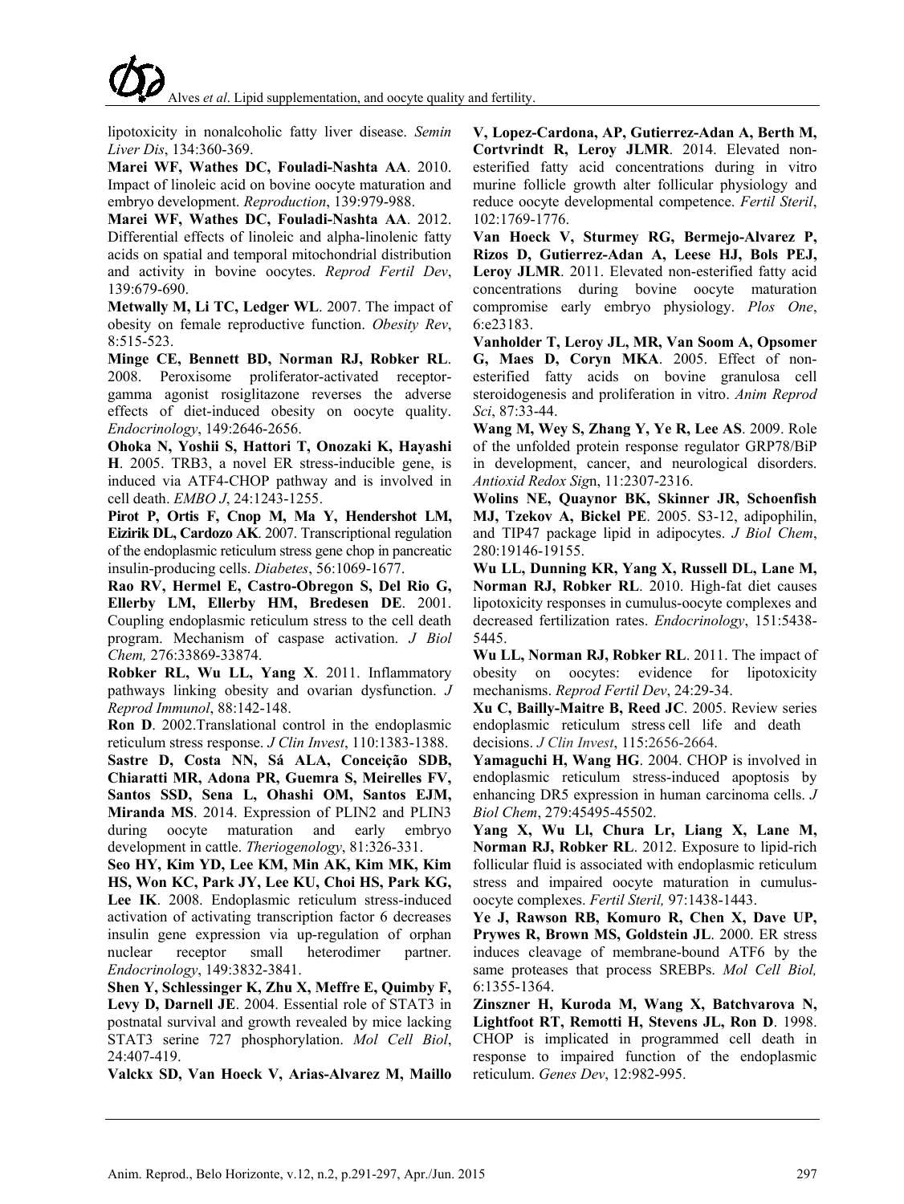lipotoxicity in nonalcoholic fatty liver disease. *Semin Liver Dis*, 134:360-369.

**Marei WF, Wathes DC, Fouladi-Nashta AA**. 2010. Impact of linoleic acid on bovine oocyte maturation and embryo development. *Reproduction*, 139:979-988.

**Marei WF, Wathes DC, Fouladi-Nashta AA**. 2012. Differential effects of linoleic and alpha-linolenic fatty acids on spatial and temporal mitochondrial distribution and activity in bovine oocytes. *Reprod Fertil Dev*, 139:679-690.

**Metwally M, Li TC, Ledger WL**. 2007. The impact of obesity on female reproductive function. *Obesity Rev*, 8:515-523.

**Minge CE, Bennett BD, Norman RJ, Robker RL**. 2008. Peroxisome proliferator-activated receptor-gamma agonist rosiglitazone reverses the adverse effects of diet-induced obesity on oocyte quality. *Endocrinology*, 149:2646-2656.

**Ohoka N, Yoshii S, Hattori T, Onozaki K, Hayashi H**. 2005. TRB3, a novel ER stress-inducible gene, is induced via ATF4-CHOP pathway and is involved in cell death. *EMBO J*, 24:1243-1255.

**Pirot P, Ortis F, Cnop M, Ma Y, Hendershot LM, Eizirik DL, Cardozo AK**. 2007. Transcriptional regulation of the endoplasmic reticulum stress gene chop in pancreatic insulin-producing cells. *Diabetes*, 56:1069-1677.

**Rao RV, Hermel E, Castro-Obregon S, Del Rio G, Ellerby LM, Ellerby HM, Bredesen DE**. 2001. Coupling endoplasmic reticulum stress to the cell death program. Mechanism of caspase activation. *J Biol Chem,* 276:33869-33874.

**Robker RL, Wu LL, Yang X**. 2011. Inflammatory pathways linking obesity and ovarian dysfunction. *J Reprod Immunol*, 88:142-148.

**Ron D**. 2002.Translational control in the endoplasmic reticulum stress response. *J Clin Invest*, 110:1383-1388.

**Sastre D, Costa NN, Sá ALA, Conceição SDB, Chiaratti MR, Adona PR, Guemra S, Meirelles FV, Santos SSD, Sena L, Ohashi OM, Santos EJM, Miranda MS**. 2014. Expression of PLIN2 and PLIN3 during oocyte maturation and early embryo development in cattle. *Theriogenology*, 81:326-331.

**Seo HY, Kim YD, Lee KM, Min AK, Kim MK, Kim HS, Won KC, Park JY, Lee KU, Choi HS, Park KG, Lee IK**. 2008. Endoplasmic reticulum stress-induced activation of activating transcription factor 6 decreases insulin gene expression via up-regulation of orphan nuclear receptor small heterodimer partner. *Endocrinology*, 149:3832-3841.

**Shen Y, Schlessinger K, Zhu X, Meffre E, Quimby F, Levy D, Darnell JE**. 2004. Essential role of STAT3 in postnatal survival and growth revealed by mice lacking STAT3 serine 727 phosphorylation. *Mol Cell Biol*, 24:407-419.

**Valckx SD, Van Hoeck V, Arias-Alvarez M, Maillo V, Lopez-Cardona, AP, Gutierrez-Adan A, Berth M, Cortvrindt R, Leroy JLMR**. 2014. Elevated non-esterified fatty acid concentrations during in vitro murine follicle growth alter follicular physiology and reduce oocyte developmental competence. *Fertil Steril*, 102:1769-1776.

**Van Hoeck V, Sturmey RG, Bermejo-Alvarez P, Rizos D, Gutierrez-Adan A, Leese HJ, Bols PEJ, Leroy JLMR**. 2011. Elevated non-esterified fatty acid concentrations during bovine oocyte maturation compromise early embryo physiology. *Plos One*, 6:e23183.

**Vanholder T, Leroy JL, MR, Van Soom A, Opsomer G, Maes D, Coryn MKA**. 2005. Effect of non-esterified fatty acids on bovine granulosa cell steroidogenesis and proliferation in vitro. *Anim Reprod Sci*, 87:33-44.

**Wang M, Wey S, Zhang Y, Ye R, Lee AS**. 2009. Role of the unfolded protein response regulator GRP78/BiP in development, cancer, and neurological disorders. *Antioxid Redox Sig*n, 11:2307-2316.

**Wolins NE, Quaynor BK, Skinner JR, Schoenfish MJ, Tzekov A, Bickel PE**. 2005. S3-12, adipophilin, and TIP47 package lipid in adipocytes. *J Biol Chem*, 280:19146-19155.

**Wu LL, Dunning KR, Yang X, Russell DL, Lane M, Norman RJ, Robker RL**. 2010. High-fat diet causes lipotoxicity responses in cumulus-oocyte complexes and decreased fertilization rates. *Endocrinology*, 151:5438-5445.

**Wu LL, Norman RJ, Robker RL**. 2011. The impact of obesity on oocytes: evidence for lipotoxicity mechanisms. *Reprod Fertil Dev*, 24:29-34.

**Xu C, Bailly-Maitre B, Reed JC**. 2005. Review series endoplasmic reticulum stress cell life and death decisions. *J Clin Invest*, 115:2656-2664.

**Yamaguchi H, Wang HG**. 2004. CHOP is involved in endoplasmic reticulum stress-induced apoptosis by enhancing DR5 expression in human carcinoma cells. *J Biol Chem*, 279:45495-45502.

**Yang X, Wu Ll, Chura Lr, Liang X, Lane M, Norman RJ, Robker RL**. 2012. Exposure to lipid-rich follicular fluid is associated with endoplasmic reticulum stress and impaired oocyte maturation in cumulus-oocyte complexes. *Fertil Steril,* 97:1438-1443.

**Ye J, Rawson RB, Komuro R, Chen X, Dave UP, Prywes R, Brown MS, Goldstein JL**. 2000. ER stress induces cleavage of membrane-bound ATF6 by the same proteases that process SREBPs. *Mol Cell Biol,* 6:1355-1364.

**Zinszner H, Kuroda M, Wang X, Batchvarova N, Lightfoot RT, Remotti H, Stevens JL, Ron D**. 1998. CHOP is implicated in programmed cell death in response to impaired function of the endoplasmic reticulum. *Genes Dev*, 12:982-995.